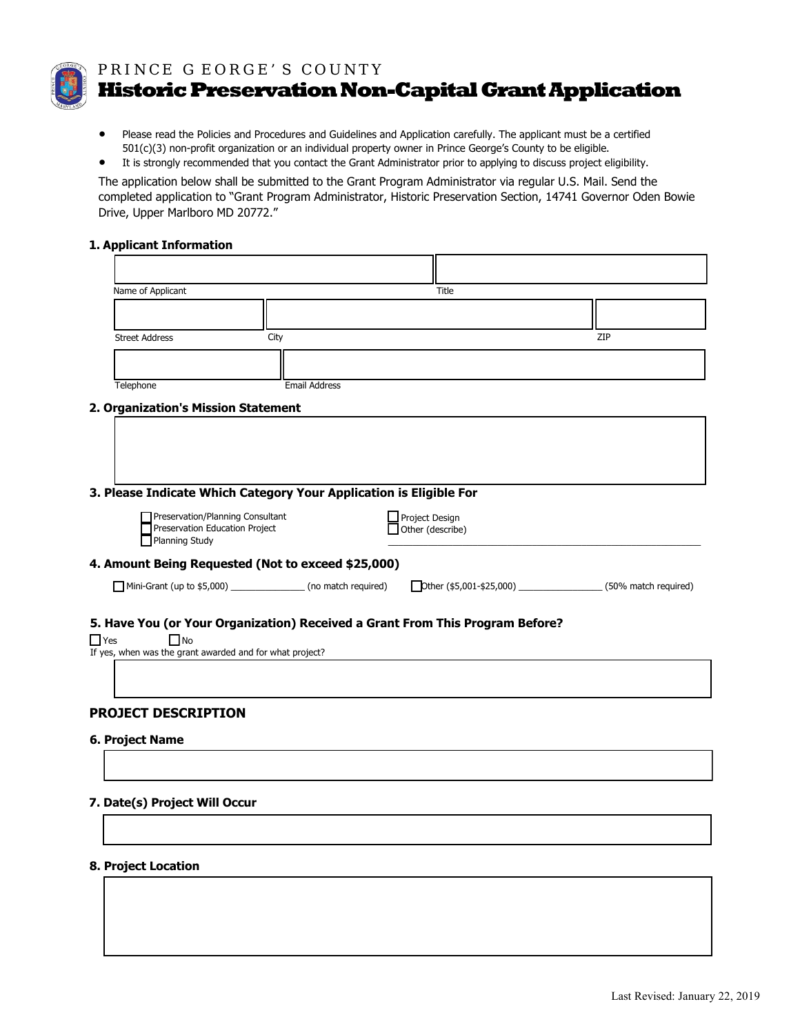PRINCE GEORGE'S COUNTY

# Historic Preservation Non-Capital Grant Application

- Please read the Policies and Procedures and Guidelines and Application carefully. The applicant must be a certified 501(c)(3) non-profit organization or an individual property owner in Prince George's County to be eligible.
- It is strongly recommended that you contact the Grant Administrator prior to applying to discuss project eligibility.

The application below shall be submitted to the Grant Program Administrator via regular U.S. Mail. Send the completed application to "Grant Program Administrator, Historic Preservation Section, 14741 Governor Oden Bowie Drive, Upper Marlboro MD 20772."

### 1. Applicant Information

Name of Applicant | Title

Street Address | City | ZIP

Telephone | Email Address

### 2. Organization's Mission Statement

### 3. Please Indicate Which Category Your Application is Eligible For

- ☐ Preservation/Planning Consultant
- ☐ Preservation Education Project
- ☐ Planning Study
- ☐ Project Design
- ☐ Other (describe) ______________________________

### 4. Amount Being Requested (Not to exceed $25,000)

☐ Mini-Grant (up to $5,000) ______________ (no match required)  ☐ Other ($5,001-$25,000) ________________ (50% match required)

### 5. Have You (or Your Organization) Received a Grant From This Program Before?

☐ Yes  ☐ No

If yes, when was the grant awarded and for what project?

## PROJECT DESCRIPTION

### 6. Project Name

### 7. Date(s) Project Will Occur

### 8. Project Location

Last Revised: January 22, 2019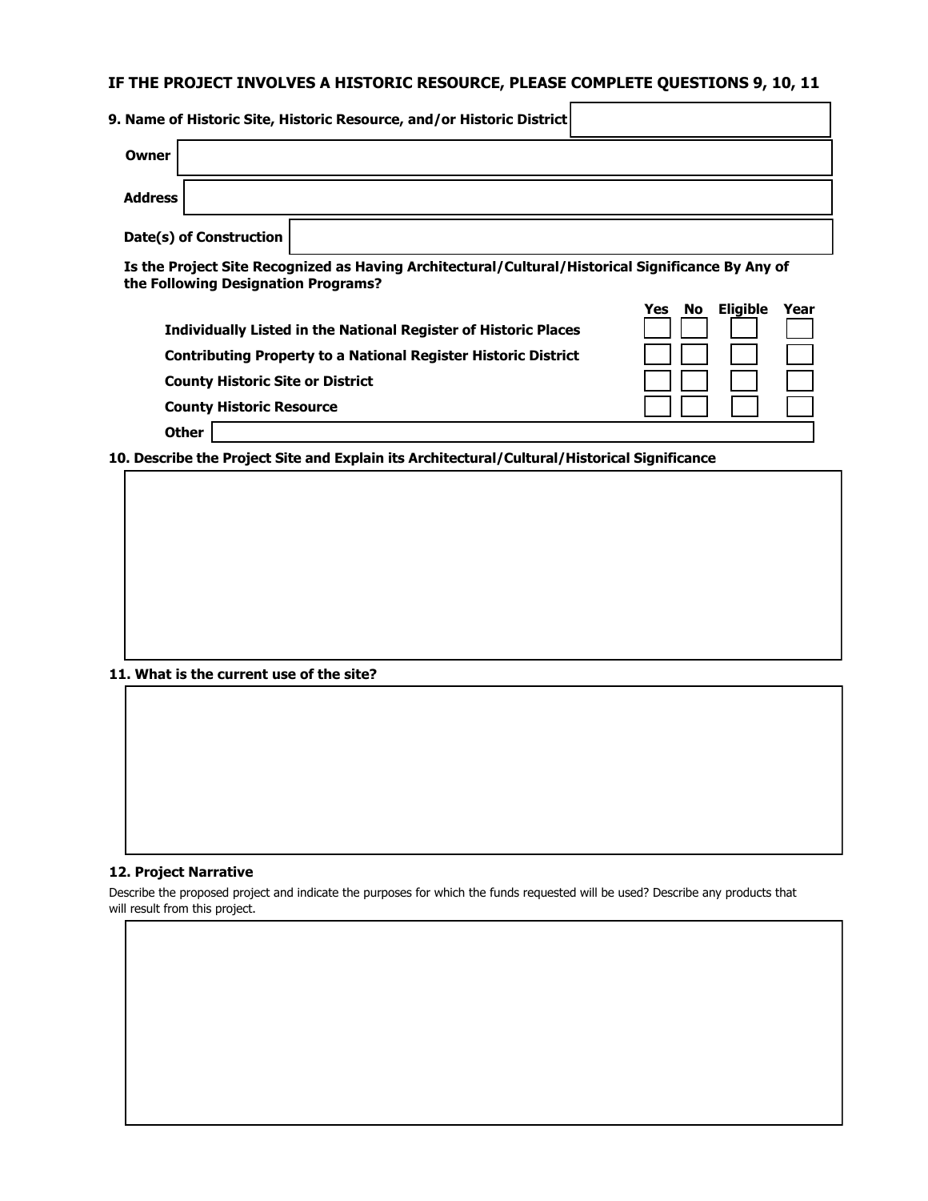## IF THE PROJECT INVOLVES A HISTORIC RESOURCE, PLEASE COMPLETE QUESTIONS 9, 10, 11

**9. Name of Historic Site, Historic Resource, and/or Historic District**

**Owner**

**Address**

**Date(s) of Construction**

**Is the Project Site Recognized as Having Architectural/Cultural/Historical Significance By Any of the Following Designation Programs?**

| | Yes | No | Eligible | Year |
|---|---|---|---|---|
| **Individually Listed in the National Register of Historic Places** | | | | |
| **Contributing Property to a National Register Historic District** | | | | |
| **County Historic Site or District** | | | | |
| **County Historic Resource** | | | | |
| **Other** | | | | |

**10. Describe the Project Site and Explain its Architectural/Cultural/Historical Significance**

**11. What is the current use of the site?**

**12. Project Narrative**

Describe the proposed project and indicate the purposes for which the funds requested will be used? Describe any products that will result from this project.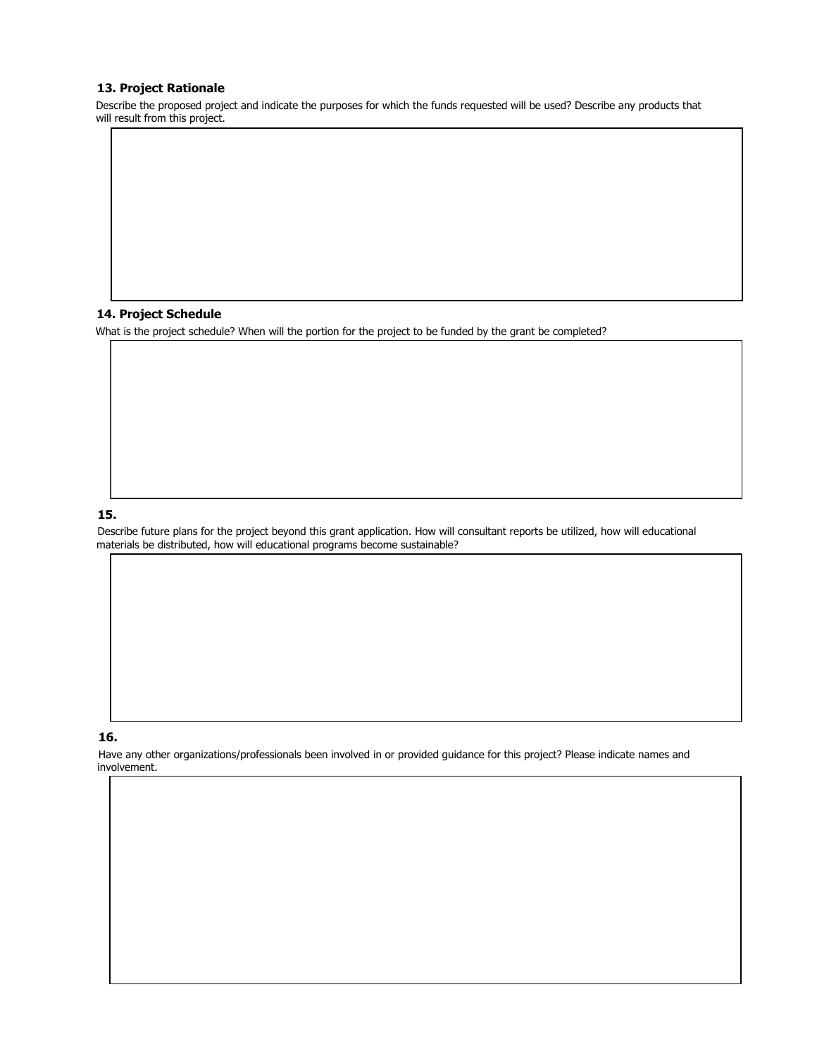### 13. Project Rationale

Describe the proposed project and indicate the purposes for which the funds requested will be used? Describe any products that will result from this project.

### 14. Project Schedule

What is the project schedule? When will the portion for the project to be funded by the grant be completed?

### 15.

Describe future plans for the project beyond this grant application. How will consultant reports be utilized, how will educational materials be distributed, how will educational programs become sustainable?

### 16.

Have any other organizations/professionals been involved in or provided guidance for this project? Please indicate names and involvement.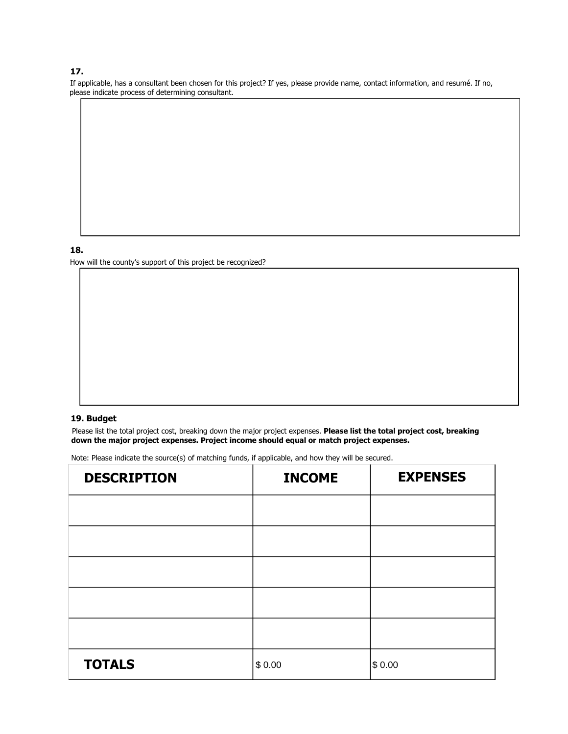**17.**

If applicable, has a consultant been chosen for this project? If yes, please provide name, contact information, and resumé. If no, please indicate process of determining consultant.

**18.**

How will the county's support of this project be recognized?

**19. Budget**

Please list the total project cost, breaking down the major project expenses. **Please list the total project cost, breaking down the major project expenses. Project income should equal or match project expenses.**

Note: Please indicate the source(s) of matching funds, if applicable, and how they will be secured.

| DESCRIPTION | INCOME | EXPENSES |
|---|---|---|
| | | |
| | | |
| | | |
| | | |
| | | |
| **TOTALS** | $ 0.00 | $ 0.00 |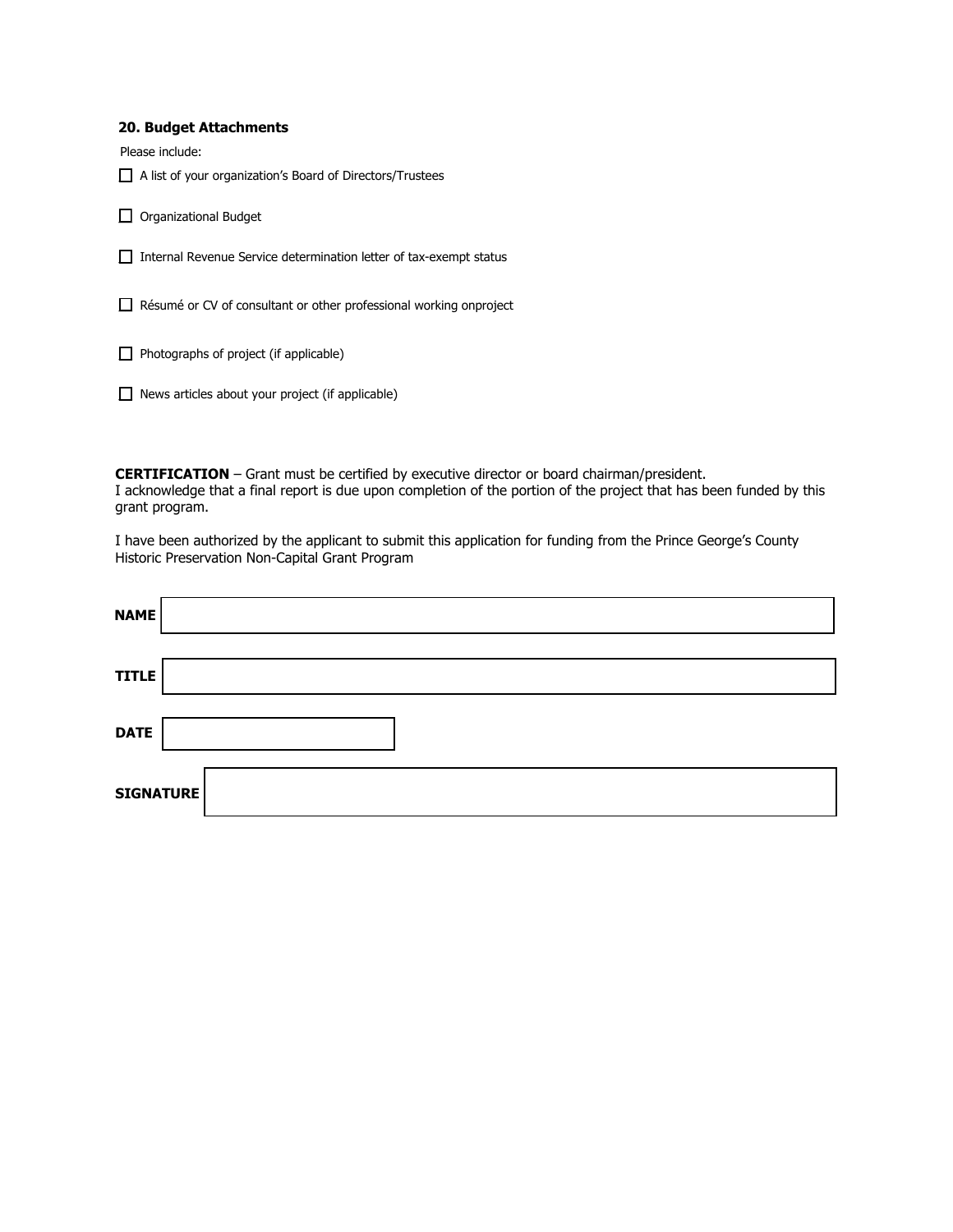### 20. Budget Attachments

Please include:

- [ ] A list of your organization’s Board of Directors/Trustees
- [ ] Organizational Budget
- [ ] Internal Revenue Service determination letter of tax-exempt status
- [ ] Résumé or CV of consultant or other professional working onproject
- [ ] Photographs of project (if applicable)
- [ ] News articles about your project (if applicable)

**CERTIFICATION** – Grant must be certified by executive director or board chairman/president.
I acknowledge that a final report is due upon completion of the portion of the project that has been funded by this grant program.

I have been authorized by the applicant to submit this application for funding from the Prince George’s County Historic Preservation Non-Capital Grant Program

**NAME** ______________________________

**TITLE** ______________________________

**DATE** ______________________________

**SIGNATURE** ______________________________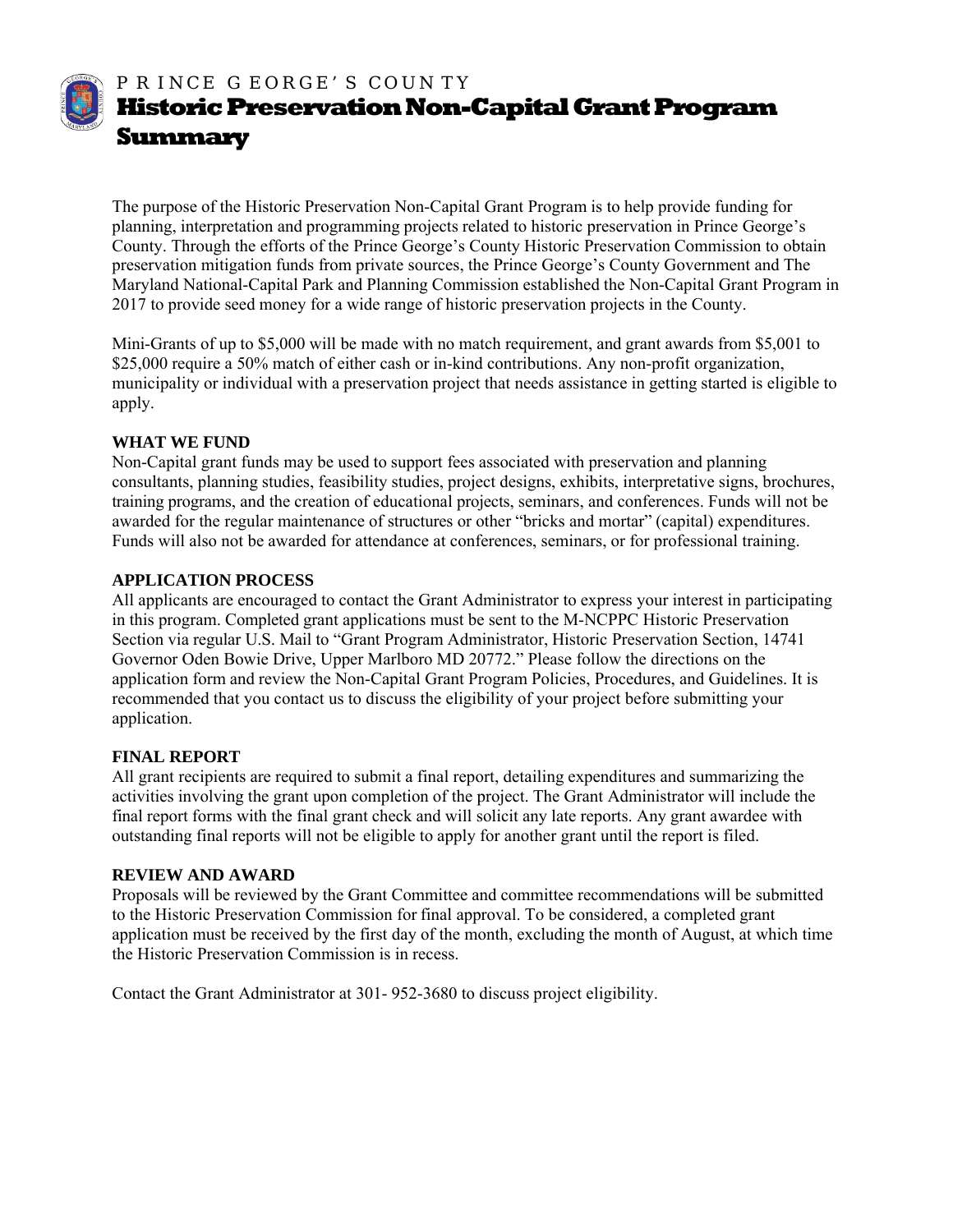PRINCE GEORGE'S COUNTY

# Historic Preservation Non-Capital Grant Program Summary

The purpose of the Historic Preservation Non-Capital Grant Program is to help provide funding for planning, interpretation and programming projects related to historic preservation in Prince George's County. Through the efforts of the Prince George's County Historic Preservation Commission to obtain preservation mitigation funds from private sources, the Prince George's County Government and The Maryland National-Capital Park and Planning Commission established the Non-Capital Grant Program in 2017 to provide seed money for a wide range of historic preservation projects in the County.

Mini-Grants of up to $5,000 will be made with no match requirement, and grant awards from $5,001 to $25,000 require a 50% match of either cash or in-kind contributions. Any non-profit organization, municipality or individual with a preservation project that needs assistance in getting started is eligible to apply.

**WHAT WE FUND**

Non-Capital grant funds may be used to support fees associated with preservation and planning consultants, planning studies, feasibility studies, project designs, exhibits, interpretative signs, brochures, training programs, and the creation of educational projects, seminars, and conferences. Funds will not be awarded for the regular maintenance of structures or other "bricks and mortar" (capital) expenditures. Funds will also not be awarded for attendance at conferences, seminars, or for professional training.

**APPLICATION PROCESS**

All applicants are encouraged to contact the Grant Administrator to express your interest in participating in this program. Completed grant applications must be sent to the M-NCPPC Historic Preservation Section via regular U.S. Mail to "Grant Program Administrator, Historic Preservation Section, 14741 Governor Oden Bowie Drive, Upper Marlboro MD 20772." Please follow the directions on the application form and review the Non-Capital Grant Program Policies, Procedures, and Guidelines. It is recommended that you contact us to discuss the eligibility of your project before submitting your application.

**FINAL REPORT**

All grant recipients are required to submit a final report, detailing expenditures and summarizing the activities involving the grant upon completion of the project. The Grant Administrator will include the final report forms with the final grant check and will solicit any late reports. Any grant awardee with outstanding final reports will not be eligible to apply for another grant until the report is filed.

**REVIEW AND AWARD**

Proposals will be reviewed by the Grant Committee and committee recommendations will be submitted to the Historic Preservation Commission for final approval. To be considered, a completed grant application must be received by the first day of the month, excluding the month of August, at which time the Historic Preservation Commission is in recess.

Contact the Grant Administrator at 301- 952-3680 to discuss project eligibility.